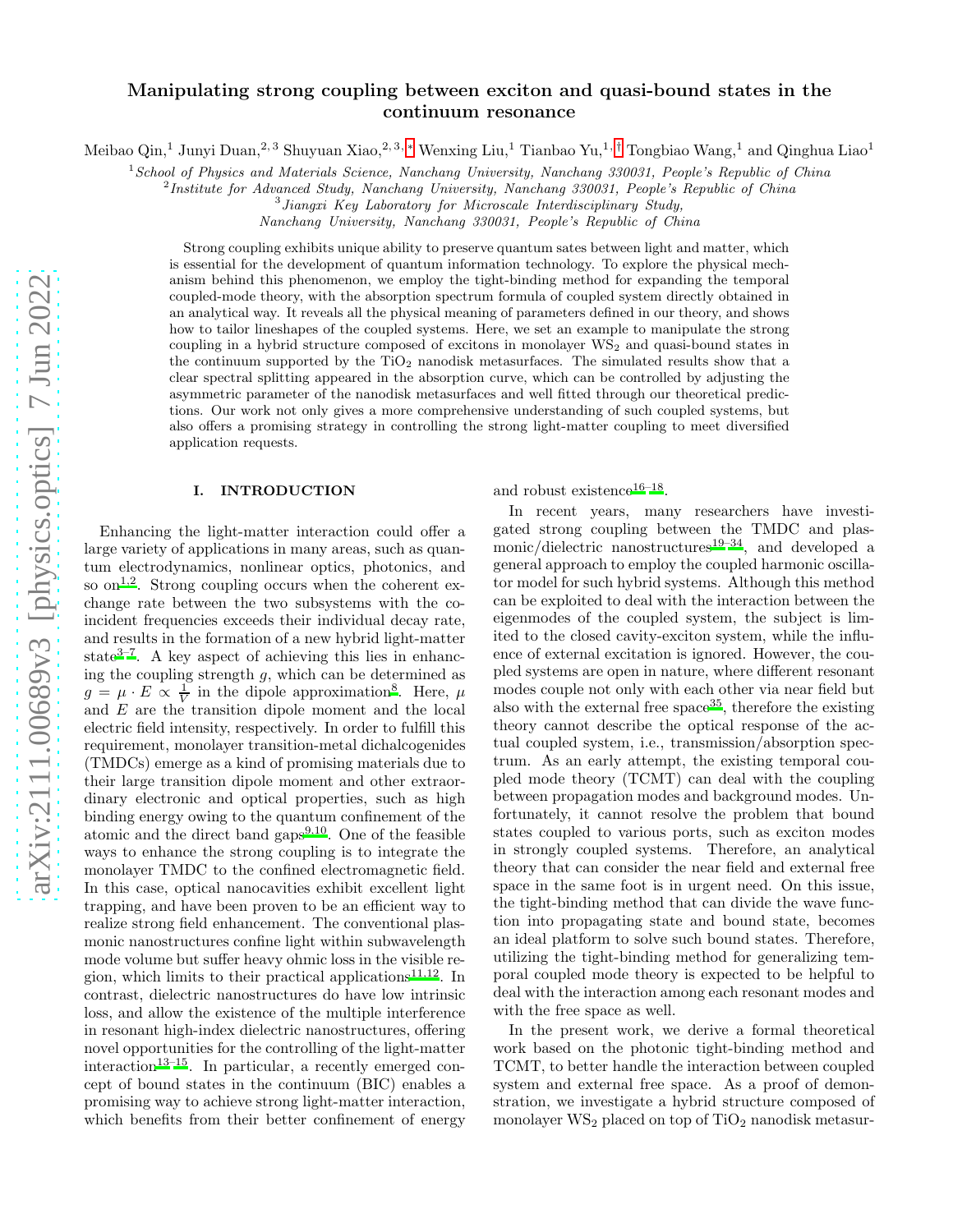# Manipulating strong coupling between exciton and quasi-bound states in the continuum resonance

Meibao Qin,[1] Junyi Duan,[2,3] Shuyuan Xiao,[2,3,*] Wenxing Liu,[1] Tianbao Yu,[1,†] Tongbiao Wang,[1] and Qinghua Liao[1]

[1] *School of Physics and Materials Science, Nanchang University, Nanchang 330031, People's Republic of China*

[2] *Institute for Advanced Study, Nanchang University, Nanchang 330031, People's Republic of China*

[3] *Jiangxi Key Laboratory for Microscale Interdisciplinary Study, Nanchang University, Nanchang 330031, People's Republic of China*

Strong coupling exhibits unique ability to preserve quantum sates between light and matter, which is essential for the development of quantum information technology. To explore the physical mechanism behind this phenomenon, we employ the tight-binding method for expanding the temporal coupled-mode theory, with the absorption spectrum formula of coupled system directly obtained in an analytical way. It reveals all the physical meaning of parameters defined in our theory, and shows how to tailor lineshapes of the coupled systems. Here, we set an example to manipulate the strong coupling in a hybrid structure composed of excitons in monolayer $WS_2$ and quasi-bound states in the continuum supported by the $TiO_2$ nanodisk metasurfaces. The simulated results show that a clear spectral splitting appeared in the absorption curve, which can be controlled by adjusting the asymmetric parameter of the nanodisk metasurfaces and well fitted through our theoretical predictions. Our work not only gives a more comprehensive understanding of such coupled systems, but also offers a promising strategy in controlling the strong light-matter coupling to meet diversified application requests.

## I. INTRODUCTION

Enhancing the light-matter interaction could offer a large variety of applications in many areas, such as quantum electrodynamics, nonlinear optics, photonics, and so on[1,2]. Strong coupling occurs when the coherent exchange rate between the two subsystems with the coincident frequencies exceeds their individual decay rate, and results in the formation of a new hybrid light-matter state[3–7]. A key aspect of achieving this lies in enhancing the coupling strength $g$, which can be determined as $g = \mu \cdot E \propto \frac{1}{V}$ in the dipole approximation[8]. Here, $\mu$ and $E$ are the transition dipole moment and the local electric field intensity, respectively. In order to fulfill this requirement, monolayer transition-metal dichalcogenides (TMDCs) emerge as a kind of promising materials due to their large transition dipole moment and other extraordinary electronic and optical properties, such as high binding energy owing to the quantum confinement of the atomic and the direct band gaps[9,10]. One of the feasible ways to enhance the strong coupling is to integrate the monolayer TMDC to the confined electromagnetic field. In this case, optical nanocavities exhibit excellent light trapping, and have been proven to be an efficient way to realize strong field enhancement. The conventional plasmonic nanostructures confine light within subwavelength mode volume but suffer heavy ohmic loss in the visible region, which limits to their practical applications[11,12]. In contrast, dielectric nanostructures do have low intrinsic loss, and allow the existence of the multiple interference in resonant high-index dielectric nanostructures, offering novel opportunities for the controlling of the light-matter interaction[13–15]. In particular, a recently emerged concept of bound states in the continuum (BIC) enables a promising way to achieve strong light-matter interaction, which benefits from their better confinement of energy and robust existence[16–18].

In recent years, many researchers have investigated strong coupling between the TMDC and plasmonic/dielectric nanostructures[19–34], and developed a general approach to employ the coupled harmonic oscillator model for such hybrid systems. Although this method can be exploited to deal with the interaction between the eigenmodes of the coupled system, the subject is limited to the closed cavity-exciton system, while the influence of external excitation is ignored. However, the coupled systems are open in nature, where different resonant modes couple not only with each other via near field but also with the external free space[35], therefore the existing theory cannot describe the optical response of the actual coupled system, i.e., transmission/absorption spectrum. As an early attempt, the existing temporal coupled mode theory (TCMT) can deal with the coupling between propagation modes and background modes. Unfortunately, it cannot resolve the problem that bound states coupled to various ports, such as exciton modes in strongly coupled systems. Therefore, an analytical theory that can consider the near field and external free space in the same foot is in urgent need. On this issue, the tight-binding method that can divide the wave function into propagating state and bound state, becomes an ideal platform to solve such bound states. Therefore, utilizing the tight-binding method for generalizing temporal coupled mode theory is expected to be helpful to deal with the interaction among each resonant modes and with the free space as well.

In the present work, we derive a formal theoretical work based on the photonic tight-binding method and TCMT, to better handle the interaction between coupled system and external free space. As a proof of demonstration, we investigate a hybrid structure composed of monolayer $WS_2$ placed on top of $TiO_2$ nanodisk metasur-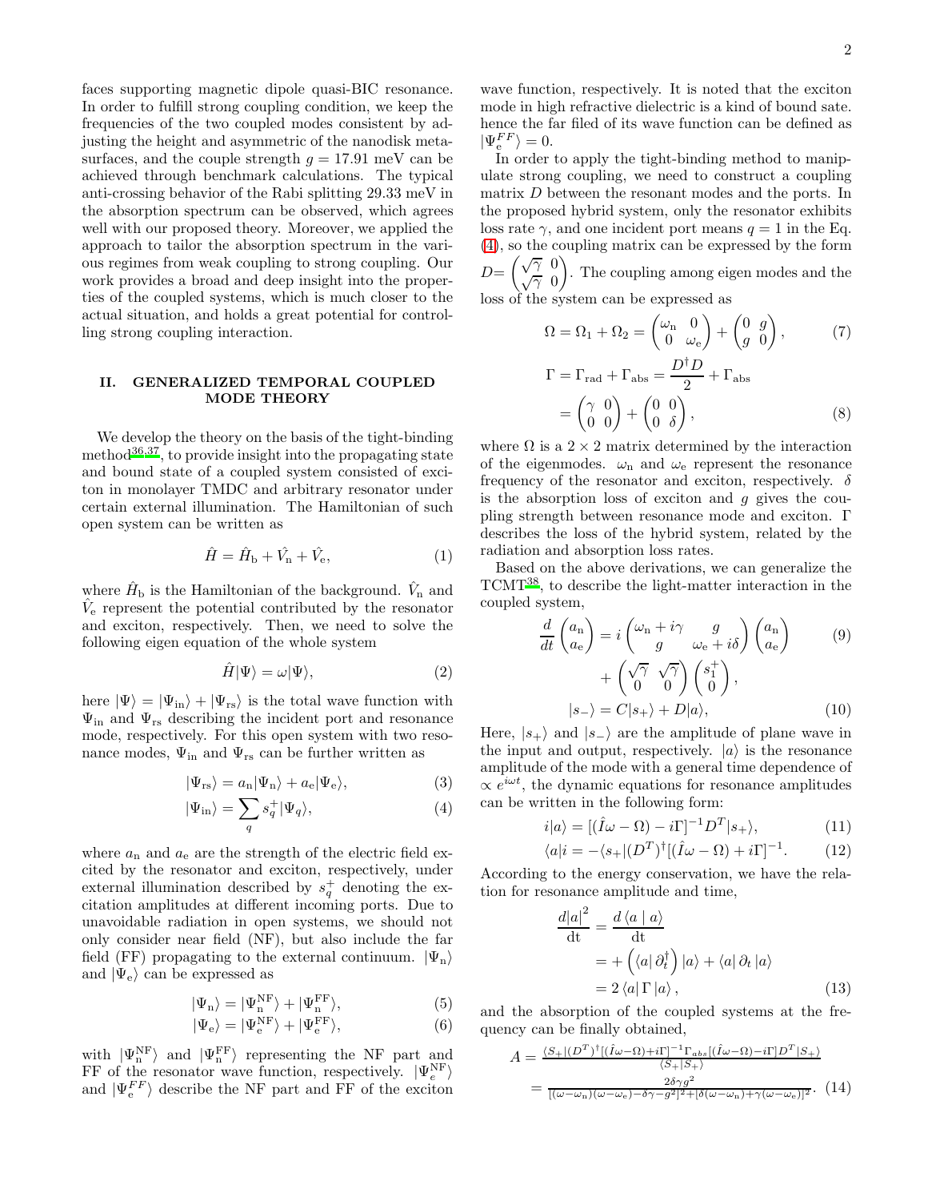faces supporting magnetic dipole quasi-BIC resonance. In order to fulfill strong coupling condition, we keep the frequencies of the two coupled modes consistent by adjusting the height and asymmetric of the nanodisk metasurfaces, and the couple strength $g = 17.91$ meV can be achieved through benchmark calculations. The typical anti-crossing behavior of the Rabi splitting 29.33 meV in the absorption spectrum can be observed, which agrees well with our proposed theory. Moreover, we applied the approach to tailor the absorption spectrum in the various regimes from weak coupling to strong coupling. Our work provides a broad and deep insight into the properties of the coupled systems, which is much closer to the actual situation, and holds a great potential for controlling strong coupling interaction.

## II. GENERALIZED TEMPORAL COUPLED MODE THEORY

We develop the theory on the basis of the tight-binding method[36,37], to provide insight into the propagating state and bound state of a coupled system consisted of exciton in monolayer TMDC and arbitrary resonator under certain external illumination. The Hamiltonian of such open system can be written as

$$\hat{H} = \hat{H}_{\mathrm{b}} + \hat{V}_{\mathrm{n}} + \hat{V}_{\mathrm{e}}, \tag{1}$$

where $\hat{H}_{\mathrm{b}}$ is the Hamiltonian of the background. $\hat{V}_{\mathrm{n}}$ and $\hat{V}_{\mathrm{e}}$ represent the potential contributed by the resonator and exciton, respectively. Then, we need to solve the following eigen equation of the whole system

$$\hat{H}|\Psi\rangle = \omega|\Psi\rangle, \tag{2}$$

here $|\Psi\rangle = |\Psi_{\mathrm{in}}\rangle + |\Psi_{\mathrm{rs}}\rangle$ is the total wave function with $\Psi_{\mathrm{in}}$ and $\Psi_{\mathrm{rs}}$ describing the incident port and resonance mode, respectively. For this open system with two resonance modes, $\Psi_{\mathrm{in}}$ and $\Psi_{\mathrm{rs}}$ can be further written as

$$|\Psi_{\mathrm{rs}}\rangle = a_{\mathrm{n}}|\Psi_{\mathrm{n}}\rangle + a_{\mathrm{e}}|\Psi_{\mathrm{e}}\rangle, \tag{3}$$

$$|\Psi_{\mathrm{in}}\rangle = \sum_q s_q^+|\Psi_q\rangle, \tag{4}$$

where $a_{\mathrm{n}}$ and $a_{\mathrm{e}}$ are the strength of the electric field excited by the resonator and exciton, respectively, under external illumination described by $s_q^+$ denoting the excitation amplitudes at different incoming ports. Due to unavoidable radiation in open systems, we should not only consider near field (NF), but also include the far field (FF) propagating to the external continuum. $|\Psi_{\mathrm{n}}\rangle$ and $|\Psi_{\mathrm{e}}\rangle$ can be expressed as

$$|\Psi_{\mathrm{n}}\rangle = |\Psi_{\mathrm{n}}^{\mathrm{NF}}\rangle + |\Psi_{\mathrm{n}}^{\mathrm{FF}}\rangle, \tag{5}$$

$$|\Psi_{\mathrm{e}}\rangle = |\Psi_{\mathrm{e}}^{\mathrm{NF}}\rangle + |\Psi_{\mathrm{e}}^{\mathrm{FF}}\rangle, \tag{6}$$

with $|\Psi_{\mathrm{n}}^{\mathrm{NF}}\rangle$ and $|\Psi_{\mathrm{n}}^{\mathrm{FF}}\rangle$ representing the NF part and FF of the resonator wave function, respectively. $|\Psi_{e}^{\mathrm{NF}}\rangle$ and $|\Psi_{e}^{FF}\rangle$ describe the NF part and FF of the exciton wave function, respectively. It is noted that the exciton mode in high refractive dielectric is a kind of bound sate. hence the far filed of its wave function can be defined as $|\Psi_{\mathrm{e}}^{FF}\rangle = 0$.

In order to apply the tight-binding method to manipulate strong coupling, we need to construct a coupling matrix $D$ between the resonant modes and the ports. In the proposed hybrid system, only the resonator exhibits loss rate $\gamma$, and one incident port means $q = 1$ in the Eq. (4), so the coupling matrix can be expressed by the form $D = \begin{pmatrix} \sqrt{\gamma} & 0 \\ \sqrt{\gamma} & 0 \end{pmatrix}$. The coupling among eigen modes and the loss of the system can be expressed as

$$\Omega = \Omega_1 + \Omega_2 = \begin{pmatrix} \omega_{\mathrm{n}} & 0 \\ 0 & \omega_{\mathrm{e}} \end{pmatrix} + \begin{pmatrix} 0 & g \\ g & 0 \end{pmatrix}, \tag{7}$$

$$\begin{aligned} \Gamma = \Gamma_{\mathrm{rad}} + \Gamma_{\mathrm{abs}} &= \frac{D^{\dagger}D}{2} + \Gamma_{\mathrm{abs}} \\ &= \begin{pmatrix} \gamma & 0 \\ 0 & 0 \end{pmatrix} + \begin{pmatrix} 0 & 0 \\ 0 & \delta \end{pmatrix}, \end{aligned} \tag{8}$$

where $\Omega$ is a $2 \times 2$ matrix determined by the interaction of the eigenmodes. $\omega_{\mathrm{n}}$ and $\omega_{\mathrm{e}}$ represent the resonance frequency of the resonator and exciton, respectively. $\delta$ is the absorption loss of exciton and $g$ gives the coupling strength between resonance mode and exciton. $\Gamma$ describes the loss of the hybrid system, related by the radiation and absorption loss rates.

Based on the above derivations, we can generalize the TCMT[38], to describe the light-matter interaction in the coupled system,

$$\begin{aligned} \frac{d}{dt}\begin{pmatrix} a_{\mathrm{n}} \\ a_{\mathrm{e}} \end{pmatrix} &= i\begin{pmatrix} \omega_{\mathrm{n}} + i\gamma & g \\ g & \omega_{\mathrm{e}} + i\delta \end{pmatrix}\begin{pmatrix} a_{\mathrm{n}} \\ a_{\mathrm{e}} \end{pmatrix} \\ &+ \begin{pmatrix} \sqrt{\gamma} & \sqrt{\gamma} \\ 0 & 0 \end{pmatrix}\begin{pmatrix} s_1^+ \\ 0 \end{pmatrix}, \end{aligned} \tag{9}$$

$$|s_-\rangle = C|s_+\rangle + D|a\rangle, \tag{10}$$

Here, $|s_+\rangle$ and $|s_-\rangle$ are the amplitude of plane wave in the input and output, respectively. $|a\rangle$ is the resonance amplitude of the mode with a general time dependence of $\propto e^{i\omega t}$, the dynamic equations for resonance amplitudes can be written in the following form:

$$i|a\rangle = [(\hat{I}\omega - \Omega) - i\Gamma]^{-1}D^T|s_+\rangle, \tag{11}$$

$$\langle a|i = -\langle s_+|(D^T)^{\dagger}[(\hat{I}\omega - \Omega) + i\Gamma]^{-1}. \tag{12}$$

According to the energy conservation, we have the relation for resonance amplitude and time,

$$\begin{aligned} \frac{d|a|^2}{\mathrm{dt}} &= \frac{d\langle a \mid a\rangle}{\mathrm{dt}} \\ &= +\left(\langle a|\,\partial_t^{\dagger}\right)|a\rangle + \langle a|\,\partial_t\,|a\rangle \\ &= 2\,\langle a|\,\Gamma\,|a\rangle\,, \end{aligned} \tag{13}$$

and the absorption of the coupled systems at the frequency can be finally obtained,

$$\begin{aligned} A &= \frac{\langle S_+|(D^T)^{\dagger}[(\hat{I}\omega - \Omega) + i\Gamma]^{-1}\Gamma_{abs}[(\hat{I}\omega - \Omega) - i\Gamma]D^T|S_+\rangle}{\langle S_+|S_+\rangle} \\ &= \frac{2\delta\gamma g^2}{[(\omega - \omega_{\mathrm{n}})(\omega - \omega_{\mathrm{e}}) - \delta\gamma - g^2]^2 + [\delta(\omega - \omega_{\mathrm{n}}) + \gamma(\omega - \omega_{\mathrm{e}})]^2}. \end{aligned} \tag{14}$$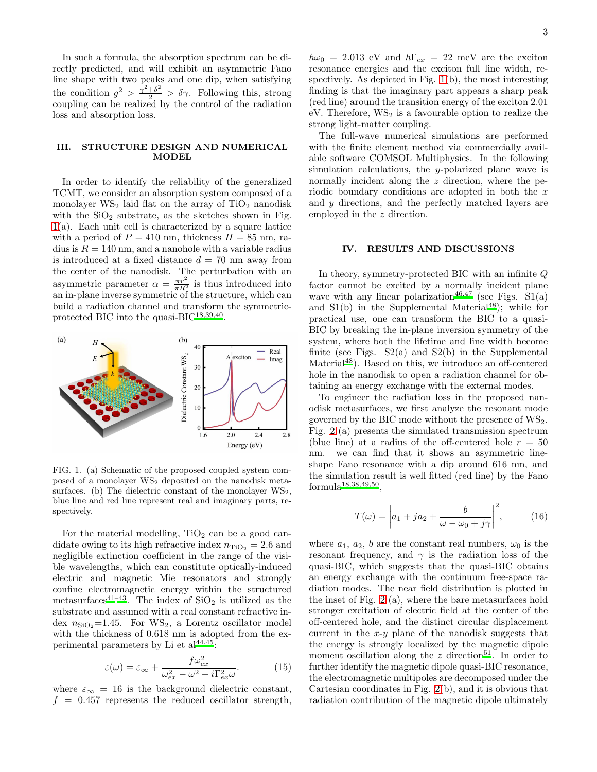In such a formula, the absorption spectrum can be directly predicted, and will exhibit an asymmetric Fano line shape with two peaks and one dip, when satisfying the condition $g^2 > \frac{\gamma^2+\delta^2}{2} > \delta\gamma$. Following this, strong coupling can be realized by the control of the radiation loss and absorption loss.

## III. STRUCTURE DESIGN AND NUMERICAL MODEL

In order to identify the reliability of the generalized TCMT, we consider an absorption system composed of a monolayer $WS_2$ laid flat on the array of $TiO_2$ nanodisk with the $SiO_2$ substrate, as the sketches shown in Fig. 1(a). Each unit cell is characterized by a square lattice with a period of $P = 410$ nm, thickness $H = 85$ nm, radius is $R = 140$ nm, and a nanohole with a variable radius is introduced at a fixed distance $d = 70$ nm away from the center of the nanodisk. The perturbation with an asymmetric parameter $\alpha = \frac{\pi r^2}{\pi R^2}$ is thus introduced into an in-plane inverse symmetric of the structure, which can build a radiation channel and transform the symmetric-protected BIC into the quasi-BIC[18,39,40].

FIG. 1. (a) Schematic of the proposed coupled system composed of a monolayer $WS_2$ deposited on the nanodisk metasurfaces. (b) The dielectric constant of the monolayer $WS_2$, blue line and red line represent real and imaginary parts, respectively.

For the material modelling, $TiO_2$ can be a good candidate owing to its high refractive index $n_{TiO_2} = 2.6$ and negligible extinction coefficient in the range of the visible wavelengths, which can constitute optically-induced electric and magnetic Mie resonators and strongly confine electromagnetic energy within the structured metasurfaces[41–43]. The index of $SiO_2$ is utilized as the substrate and assumed with a real constant refractive index $n_{SiO_2}$=1.45. For $WS_2$, a Lorentz oscillator model with the thickness of 0.618 nm is adopted from the experimental parameters by Li et al[44,45]:

$$\varepsilon(\omega) = \varepsilon_\infty + \frac{f\omega_{ex}^2}{\omega_{ex}^2 - \omega^2 - i\Gamma_{ex}^2\omega}. \tag{15}$$

where $\varepsilon_\infty = 16$ is the background dielectric constant, $f = 0.457$ represents the reduced oscillator strength, $\hbar\omega_0 = 2.013$ eV and $\hbar\Gamma_{ex} = 22$ meV are the exciton resonance energies and the exciton full line width, respectively. As depicted in Fig. 1(b), the most interesting finding is that the imaginary part appears a sharp peak (red line) around the transition energy of the exciton 2.01 eV. Therefore, $WS_2$ is a favourable option to realize the strong light-matter coupling.

The full-wave numerical simulations are performed with the finite element method via commercially available software COMSOL Multiphysics. In the following simulation calculations, the $y$-polarized plane wave is normally incident along the $z$ direction, where the periodic boundary conditions are adopted in both the $x$ and $y$ directions, and the perfectly matched layers are employed in the $z$ direction.

## IV. RESULTS AND DISCUSSIONS

In theory, symmetry-protected BIC with an infinite $Q$ factor cannot be excited by a normally incident plane wave with any linear polarization[46,47] (see Figs. S1(a) and S1(b) in the Supplemental Material[48]); while for practical use, one can transform the BIC to a quasi-BIC by breaking the in-plane inversion symmetry of the system, where both the lifetime and line width become finite (see Figs. S2(a) and S2(b) in the Supplemental Material[48]). Based on this, we introduce an off-centered hole in the nanodisk to open a radiation channel for obtaining an energy exchange with the external modes.

To engineer the radiation loss in the proposed nanodisk metasurfaces, we first analyze the resonant mode governed by the BIC mode without the presence of $WS_2$. Fig. 2 (a) presents the simulated transmission spectrum (blue line) at a radius of the off-centered hole $r = 50$ nm. we can find that it shows an asymmetric lineshape Fano resonance with a dip around 616 nm, and the simulation result is well fitted (red line) by the Fano formula[18,38,49,50],

$$T(\omega) = \left| a_1 + ja_2 + \frac{b}{\omega - \omega_0 + j\gamma} \right|^2, \tag{16}$$

where $a_1$, $a_2$, $b$ are the constant real numbers, $\omega_0$ is the resonant frequency, and $\gamma$ is the radiation loss of the quasi-BIC, which suggests that the quasi-BIC obtains an energy exchange with the continuum free-space radiation modes. The near field distribution is plotted in the inset of Fig. 2 (a), where the bare metasurfaces hold stronger excitation of electric field at the center of the off-centered hole, and the distinct circular displacement current in the $x$-$y$ plane of the nanodisk suggests that the energy is strongly localized by the magnetic dipole moment oscillation along the $z$ direction[51]. In order to further identify the magnetic dipole quasi-BIC resonance, the electromagnetic multipoles are decomposed under the Cartesian coordinates in Fig. 2(b), and it is obvious that radiation contribution of the magnetic dipole ultimately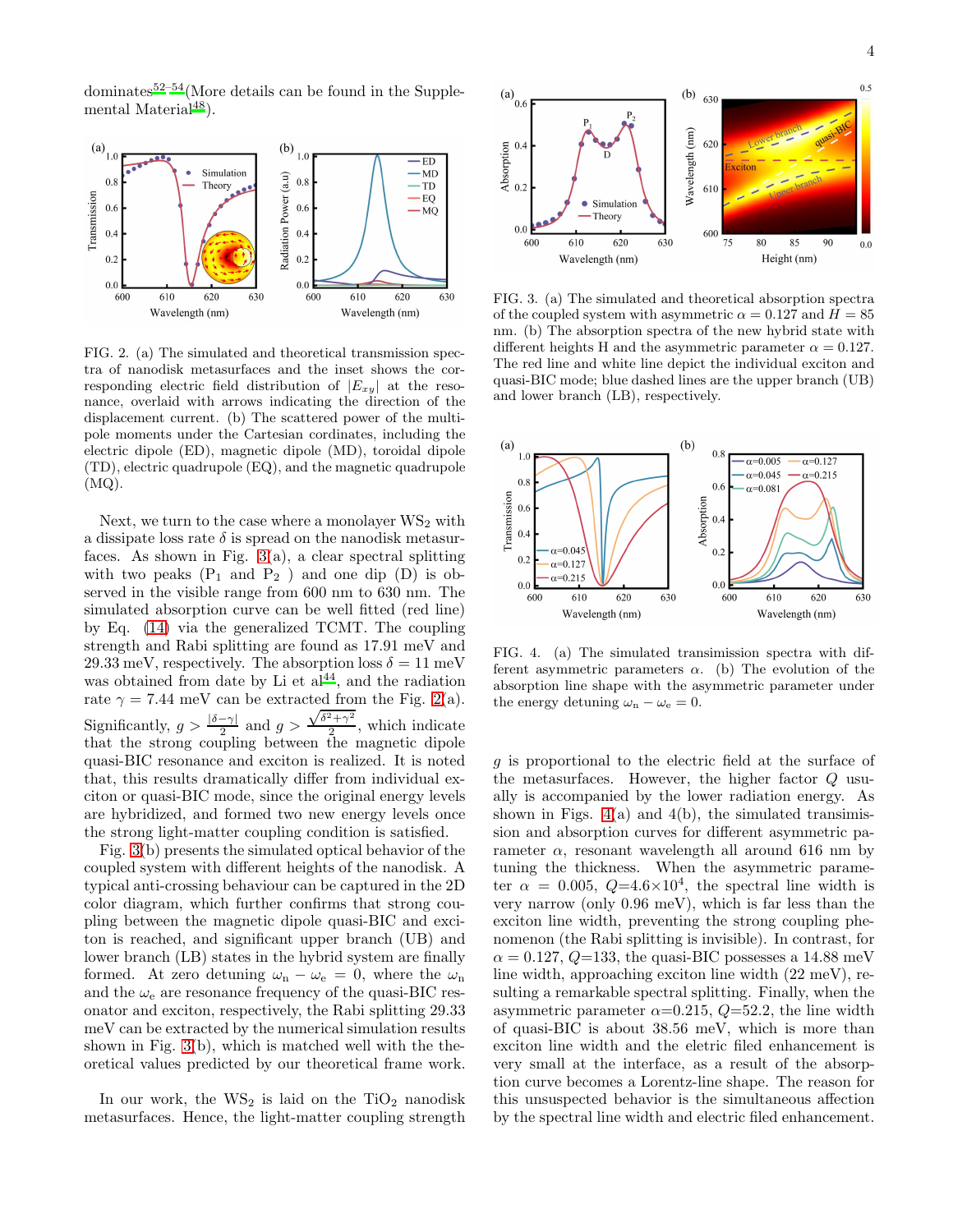dominates[52–54](More details can be found in the Supplemental Material[48]).

FIG. 2. (a) The simulated and theoretical transmission spectra of nanodisk metasurfaces and the inset shows the corresponding electric field distribution of $|E_{xy}|$ at the resonance, overlaid with arrows indicating the direction of the displacement current. (b) The scattered power of the multipole moments under the Cartesian cordinates, including the electric dipole (ED), magnetic dipole (MD), toroidal dipole (TD), electric quadrupole (EQ), and the magnetic quadrupole (MQ).

Next, we turn to the case where a monolayer $WS_2$ with a dissipate loss rate $\delta$ is spread on the nanodisk metasurfaces. As shown in Fig. 3(a), a clear spectral splitting with two peaks ($P_1$ and $P_2$ ) and one dip (D) is observed in the visible range from 600 nm to 630 nm. The simulated absorption curve can be well fitted (red line) by Eq. (14) via the generalized TCMT. The coupling strength and Rabi splitting are found as 17.91 meV and 29.33 meV, respectively. The absorption loss $\delta = 11$ meV was obtained from date by Li et al[44], and the radiation rate $\gamma = 7.44$ meV can be extracted from the Fig. 2(a). Significantly, $g > \frac{|\delta-\gamma|}{2}$ and $g > \frac{\sqrt{\delta^2+\gamma^2}}{2}$, which indicate that the strong coupling between the magnetic dipole quasi-BIC resonance and exciton is realized. It is noted that, this results dramatically differ from individual exciton or quasi-BIC mode, since the original energy levels are hybridized, and formed two new energy levels once the strong light-matter coupling condition is satisfied.

Fig. 3(b) presents the simulated optical behavior of the coupled system with different heights of the nanodisk. A typical anti-crossing behaviour can be captured in the 2D color diagram, which further confirms that strong coupling between the magnetic dipole quasi-BIC and exciton is reached, and significant upper branch (UB) and lower branch (LB) states in the hybrid system are finally formed. At zero detuning $\omega_n - \omega_e = 0$, where the $\omega_n$ and the $\omega_e$ are resonance frequency of the quasi-BIC resonator and exciton, respectively, the Rabi splitting 29.33 meV can be extracted by the numerical simulation results shown in Fig. 3(b), which is matched well with the theoretical values predicted by our theoretical frame work.

In our work, the $WS_2$ is laid on the $TiO_2$ nanodisk metasurfaces. Hence, the light-matter coupling strength

FIG. 3. (a) The simulated and theoretical absorption spectra of the coupled system with asymmetric $\alpha = 0.127$ and $H = 85$ nm. (b) The absorption spectra of the new hybrid state with different heights H and the asymmetric parameter $\alpha = 0.127$. The red line and white line depict the individual exciton and quasi-BIC mode; blue dashed lines are the upper branch (UB) and lower branch (LB), respectively.

FIG. 4. (a) The simulated transimission spectra with different asymmetric parameters $\alpha$. (b) The evolution of the absorption line shape with the asymmetric parameter under the energy detuning $\omega_n - \omega_e = 0$.

$g$ is proportional to the electric field at the surface of the metasurfaces. However, the higher factor $Q$ usually is accompanied by the lower radiation energy. As shown in Figs. 4(a) and 4(b), the simulated transimission and absorption curves for different asymmetric parameter $\alpha$, resonant wavelength all around 616 nm by tuning the thickness. When the asymmetric parameter $\alpha = 0.005$, $Q$=4.6×10[4], the spectral line width is very narrow (only 0.96 meV), which is far less than the exciton line width, preventing the strong coupling phenomenon (the Rabi splitting is invisible). In contrast, for $\alpha = 0.127$, $Q$=133, the quasi-BIC possesses a 14.88 meV line width, approaching exciton line width (22 meV), resulting a remarkable spectral splitting. Finally, when the asymmetric parameter $\alpha$=0.215, $Q$=52.2, the line width of quasi-BIC is about 38.56 meV, which is more than exciton line width and the eletric filed enhancement is very small at the interface, as a result of the absorption curve becomes a Lorentz-line shape. The reason for this unsuspected behavior is the simultaneous affection by the spectral line width and electric filed enhancement.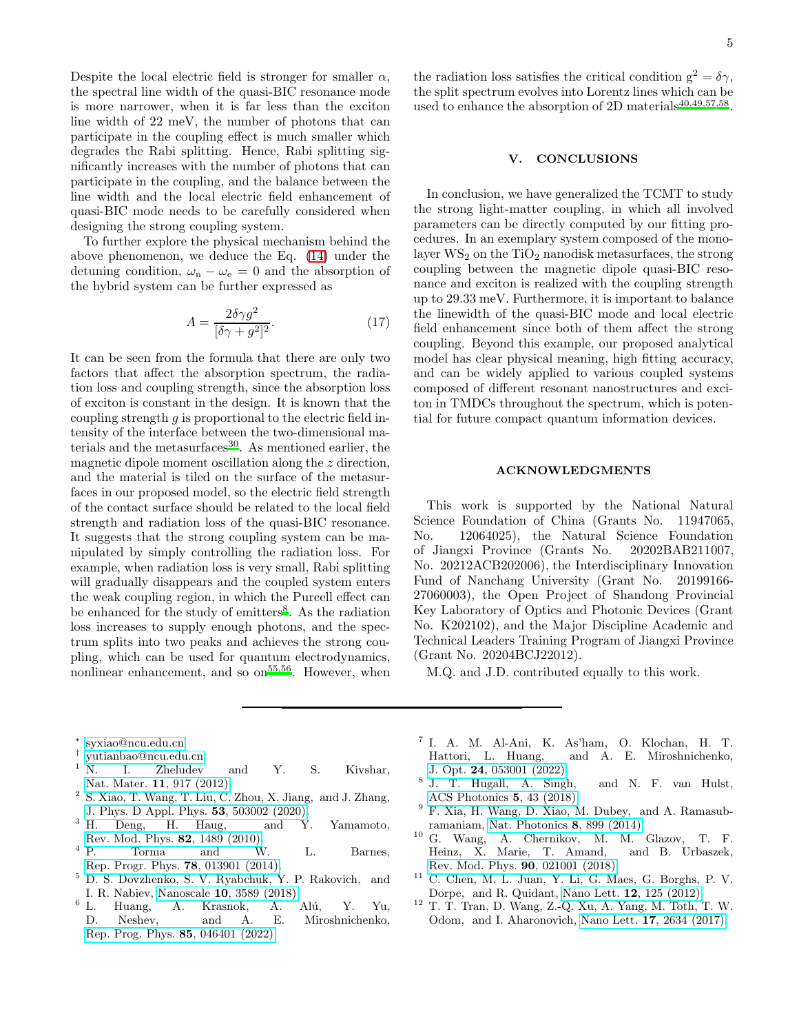Despite the local electric field is stronger for smaller $\alpha$, the spectral line width of the quasi-BIC resonance mode is more narrower, when it is far less than the exciton line width of 22 meV, the number of photons that can participate in the coupling effect is much smaller which degrades the Rabi splitting. Hence, Rabi splitting significantly increases with the number of photons that can participate in the coupling, and the balance between the line width and the local electric field enhancement of quasi-BIC mode needs to be carefully considered when designing the strong coupling system.

To further explore the physical mechanism behind the above phenomenon, we deduce the Eq. (14) under the detuning condition, $\omega_n - \omega_e = 0$ and the absorption of the hybrid system can be further expressed as

$$A = \frac{2\delta\gamma g^2}{[\delta\gamma + g^2]^2}. \tag{17}$$

It can be seen from the formula that there are only two factors that affect the absorption spectrum, the radiation loss and coupling strength, since the absorption loss of exciton is constant in the design. It is known that the coupling strength $g$ is proportional to the electric field intensity of the interface between the two-dimensional materials and the metasurfaces[30]. As mentioned earlier, the magnetic dipole moment oscillation along the $z$ direction, and the material is tiled on the surface of the metasurfaces in our proposed model, so the electric field strength of the contact surface should be related to the local field strength and radiation loss of the quasi-BIC resonance. It suggests that the strong coupling system can be manipulated by simply controlling the radiation loss. For example, when radiation loss is very small, Rabi splitting will gradually disappears and the coupled system enters the weak coupling region, in which the Purcell effect can be enhanced for the study of emitters[8]. As the radiation loss increases to supply enough photons, and the spectrum splits into two peaks and achieves the strong coupling, which can be used for quantum electrodynamics, nonlinear enhancement, and so on[55,56]. However, when the radiation loss satisfies the critical condition $g^2 = \delta\gamma$, the split spectrum evolves into Lorentz lines which can be used to enhance the absorption of 2D materials[40,49,57,58].

## V. CONCLUSIONS

In conclusion, we have generalized the TCMT to study the strong light-matter coupling, in which all involved parameters can be directly computed by our fitting procedures. In an exemplary system composed of the monolayer $WS_2$ on the $TiO_2$ nanodisk metasurfaces, the strong coupling between the magnetic dipole quasi-BIC resonance and exciton is realized with the coupling strength up to 29.33 meV. Furthermore, it is important to balance the linewidth of the quasi-BIC mode and local electric field enhancement since both of them affect the strong coupling. Beyond this example, our proposed analytical model has clear physical meaning, high fitting accuracy, and can be widely applied to various coupled systems composed of different resonant nanostructures and exciton in TMDCs throughout the spectrum, which is potential for future compact quantum information devices.

## ACKNOWLEDGMENTS

This work is supported by the National Natural Science Foundation of China (Grants No. 11947065, No. 12064025), the Natural Science Foundation of Jiangxi Province (Grants No. 20202BAB211007, No. 20212ACB202006), the Interdisciplinary Innovation Fund of Nanchang University (Grant No. 20199166-27060003), the Open Project of Shandong Provincial Key Laboratory of Optics and Photonic Devices (Grant No. K202102), and the Major Discipline Academic and Technical Leaders Training Program of Jiangxi Province (Grant No. 20204BCJ22012).

M.Q. and J.D. contributed equally to this work.

---

* syxiao@ncu.edu.cn
† yutianbao@ncu.edu.cn

[1] N. I. Zheludev and Y. S. Kivshar, Nat. Mater. **11**, 917 (2012).
[2] S. Xiao, T. Wang, T. Liu, C. Zhou, X. Jiang, and J. Zhang, J. Phys. D Appl. Phys. **53**, 503002 (2020).
[3] H. Deng, H. Haug, and Y. Yamamoto, Rev. Mod. Phys. **82**, 1489 (2010).
[4] P. Torma and W. L. Barnes, Rep. Progr. Phys. **78**, 013901 (2014).
[5] D. S. Dovzhenko, S. V. Ryabchuk, Y. P. Rakovich, and I. R. Nabiev, Nanoscale **10**, 3589 (2018).
[6] L. Huang, A. Krasnok, A. Alú, Y. Yu, D. Neshev, and A. E. Miroshnichenko, Rep. Prog. Phys. **85**, 046401 (2022).
[7] I. A. M. Al-Ani, K. As'ham, O. Klochan, H. T. Hattori, L. Huang, and A. E. Miroshnichenko, J. Opt. **24**, 053001 (2022).
[8] J. T. Hugall, A. Singh, and N. F. van Hulst, ACS Photonics **5**, 43 (2018).
[9] F. Xia, H. Wang, D. Xiao, M. Dubey, and A. Ramasubramaniam, Nat. Photonics **8**, 899 (2014).
[10] G. Wang, A. Chernikov, M. M. Glazov, T. F. Heinz, X. Marie, T. Amand, and B. Urbaszek, Rev. Mod. Phys. **90**, 021001 (2018).
[11] C. Chen, M. L. Juan, Y. Li, G. Maes, G. Borghs, P. V. Dorpe, and R. Quidant, Nano Lett. **12**, 125 (2012).
[12] T. T. Tran, D. Wang, Z.-Q. Xu, A. Yang, M. Toth, T. W. Odom, and I. Aharonovich, Nano Lett. **17**, 2634 (2017).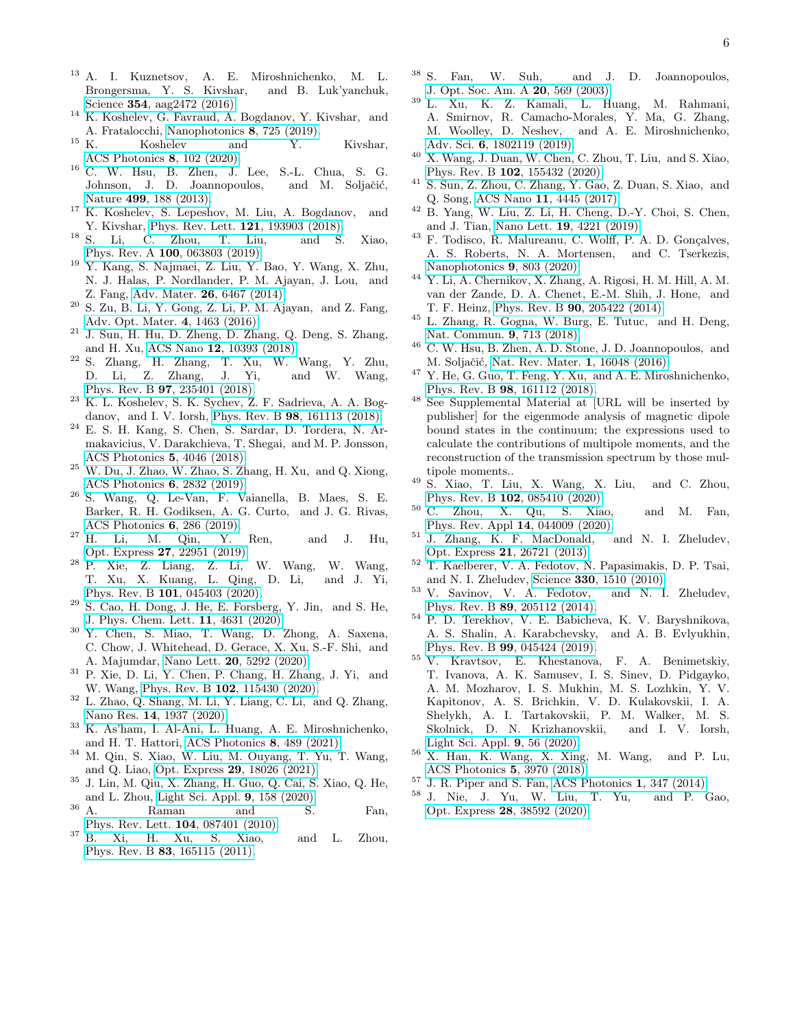[13] A. I. Kuznetsov, A. E. Miroshnichenko, M. L. Brongersma, Y. S. Kivshar, and B. Luk'yanchuk, Science **354**, aag2472 (2016).

[14] K. Koshelev, G. Favraud, A. Bogdanov, Y. Kivshar, and A. Fratalocchi, Nanophotonics **8**, 725 (2019).

[15] K. Koshelev and Y. Kivshar, ACS Photonics **8**, 102 (2020).

[16] C. W. Hsu, B. Zhen, J. Lee, S.-L. Chua, S. G. Johnson, J. D. Joannopoulos, and M. Soljačić, Nature **499**, 188 (2013).

[17] K. Koshelev, S. Lepeshov, M. Liu, A. Bogdanov, and Y. Kivshar, Phys. Rev. Lett. **121**, 193903 (2018).

[18] S. Li, C. Zhou, T. Liu, and S. Xiao, Phys. Rev. A **100**, 063803 (2019).

[19] Y. Kang, S. Najmaei, Z. Liu, Y. Bao, Y. Wang, X. Zhu, N. J. Halas, P. Nordlander, P. M. Ajayan, J. Lou, and Z. Fang, Adv. Mater. **26**, 6467 (2014).

[20] S. Zu, B. Li, Y. Gong, Z. Li, P. M. Ajayan, and Z. Fang, Adv. Opt. Mater. **4**, 1463 (2016).

[21] J. Sun, H. Hu, D. Zheng, D. Zhang, Q. Deng, S. Zhang, and H. Xu, ACS Nano **12**, 10393 (2018).

[22] S. Zhang, H. Zhang, T. Xu, W. Wang, Y. Zhu, D. Li, Z. Zhang, J. Yi, and W. Wang, Phys. Rev. B **97**, 235401 (2018).

[23] K. L. Koshelev, S. K. Sychev, Z. F. Sadrieva, A. A. Bogdanov, and I. V. Iorsh, Phys. Rev. B **98**, 161113 (2018).

[24] E. S. H. Kang, S. Chen, S. Sardar, D. Tordera, N. Armakavicius, V. Darakchieva, T. Shegai, and M. P. Jonsson, ACS Photonics **5**, 4046 (2018).

[25] W. Du, J. Zhao, W. Zhao, S. Zhang, H. Xu, and Q. Xiong, ACS Photonics **6**, 2832 (2019).

[26] S. Wang, Q. Le-Van, F. Vaianella, B. Maes, S. E. Barker, R. H. Godiksen, A. G. Curto, and J. G. Rivas, ACS Photonics **6**, 286 (2019).

[27] H. Li, M. Qin, Y. Ren, and J. Hu, Opt. Express **27**, 22951 (2019).

[28] P. Xie, Z. Liang, Z. Li, W. Wang, W. Wang, T. Xu, X. Kuang, L. Qing, D. Li, and J. Yi, Phys. Rev. B **101**, 045403 (2020).

[29] S. Cao, H. Dong, J. He, E. Forsberg, Y. Jin, and S. He, J. Phys. Chem. Lett. **11**, 4631 (2020).

[30] Y. Chen, S. Miao, T. Wang, D. Zhong, A. Saxena, C. Chow, J. Whitehead, D. Gerace, X. Xu, S.-F. Shi, and A. Majumdar, Nano Lett. **20**, 5292 (2020).

[31] P. Xie, D. Li, Y. Chen, P. Chang, H. Zhang, J. Yi, and W. Wang, Phys. Rev. B **102**, 115430 (2020).

[32] L. Zhao, Q. Shang, M. Li, Y. Liang, C. Li, and Q. Zhang, Nano Res. **14**, 1937 (2020).

[33] K. As'ham, I. Al-Ani, L. Huang, A. E. Miroshnichenko, and H. T. Hattori, ACS Photonics **8**, 489 (2021).

[34] M. Qin, S. Xiao, W. Liu, M. Ouyang, T. Yu, T. Wang, and Q. Liao, Opt. Express **29**, 18026 (2021).

[35] J. Lin, M. Qiu, X. Zhang, H. Guo, Q. Cai, S. Xiao, Q. He, and L. Zhou, Light Sci. Appl. **9**, 158 (2020).

[36] A. Raman and S. Fan, Phys. Rev. Lett. **104**, 087401 (2010).

[37] B. Xi, H. Xu, S. Xiao, and L. Zhou, Phys. Rev. B **83**, 165115 (2011).

[38] S. Fan, W. Suh, and J. D. Joannopoulos, J. Opt. Soc. Am. A **20**, 569 (2003).

[39] L. Xu, K. Z. Kamali, L. Huang, M. Rahmani, A. Smirnov, R. Camacho-Morales, Y. Ma, G. Zhang, M. Woolley, D. Neshev, and A. E. Miroshnichenko, Adv. Sci. **6**, 1802119 (2019).

[40] X. Wang, J. Duan, W. Chen, C. Zhou, T. Liu, and S. Xiao, Phys. Rev. B **102**, 155432 (2020).

[41] S. Sun, Z. Zhou, C. Zhang, Y. Gao, Z. Duan, S. Xiao, and Q. Song, ACS Nano **11**, 4445 (2017).

[42] B. Yang, W. Liu, Z. Li, H. Cheng, D.-Y. Choi, S. Chen, and J. Tian, Nano Lett. **19**, 4221 (2019).

[43] F. Todisco, R. Malureanu, C. Wolff, P. A. D. Gonçalves, A. S. Roberts, N. A. Mortensen, and C. Tserkezis, Nanophotonics **9**, 803 (2020).

[44] Y. Li, A. Chernikov, X. Zhang, A. Rigosi, H. M. Hill, A. M. van der Zande, D. A. Chenet, E.-M. Shih, J. Hone, and T. F. Heinz, Phys. Rev. B **90**, 205422 (2014).

[45] L. Zhang, R. Gogna, W. Burg, E. Tutuc, and H. Deng, Nat. Commun. **9**, 713 (2018).

[46] C. W. Hsu, B. Zhen, A. D. Stone, J. D. Joannopoulos, and M. Soljačić, Nat. Rev. Mater. **1**, 16048 (2016).

[47] Y. He, G. Guo, T. Feng, Y. Xu, and A. E. Miroshnichenko, Phys. Rev. B **98**, 161112 (2018).

[48] See Supplemental Material at [URL will be inserted by publisher] for the eigenmode analysis of magnetic dipole bound states in the continuum; the expressions used to calculate the contributions of multipole moments, and the reconstruction of the transmission spectrum by those multipole moments..

[49] S. Xiao, T. Liu, X. Wang, X. Liu, and C. Zhou, Phys. Rev. B **102**, 085410 (2020).

[50] C. Zhou, X. Qu, S. Xiao, and M. Fan, Phys. Rev. Appl **14**, 044009 (2020).

[51] J. Zhang, K. F. MacDonald, and N. I. Zheludev, Opt. Express **21**, 26721 (2013).

[52] T. Kaelberer, V. A. Fedotov, N. Papasimakis, D. P. Tsai, and N. I. Zheludev, Science **330**, 1510 (2010).

[53] V. Savinov, V. A. Fedotov, and N. I. Zheludev, Phys. Rev. B **89**, 205112 (2014).

[54] P. D. Terekhov, V. E. Babicheva, K. V. Baryshnikova, A. S. Shalin, A. Karabchevsky, and A. B. Evlyukhin, Phys. Rev. B **99**, 045424 (2019).

[55] V. Kravtsov, E. Khestanova, F. A. Benimetskiy, T. Ivanova, A. K. Samusev, I. S. Sinev, D. Pidgayko, A. M. Mozharov, I. S. Mukhin, M. S. Lozhkin, Y. V. Kapitonov, A. S. Brichkin, V. D. Kulakovskii, I. A. Shelykh, A. I. Tartakovskii, P. M. Walker, M. S. Skolnick, D. N. Krizhanovskii, and I. V. Iorsh, Light Sci. Appl. **9**, 56 (2020).

[56] X. Han, K. Wang, X. Xing, M. Wang, and P. Lu, ACS Photonics **5**, 3970 (2018).

[57] J. R. Piper and S. Fan, ACS Photonics **1**, 347 (2014).

[58] J. Nie, J. Yu, W. Liu, T. Yu, and P. Gao, Opt. Express **28**, 38592 (2020).